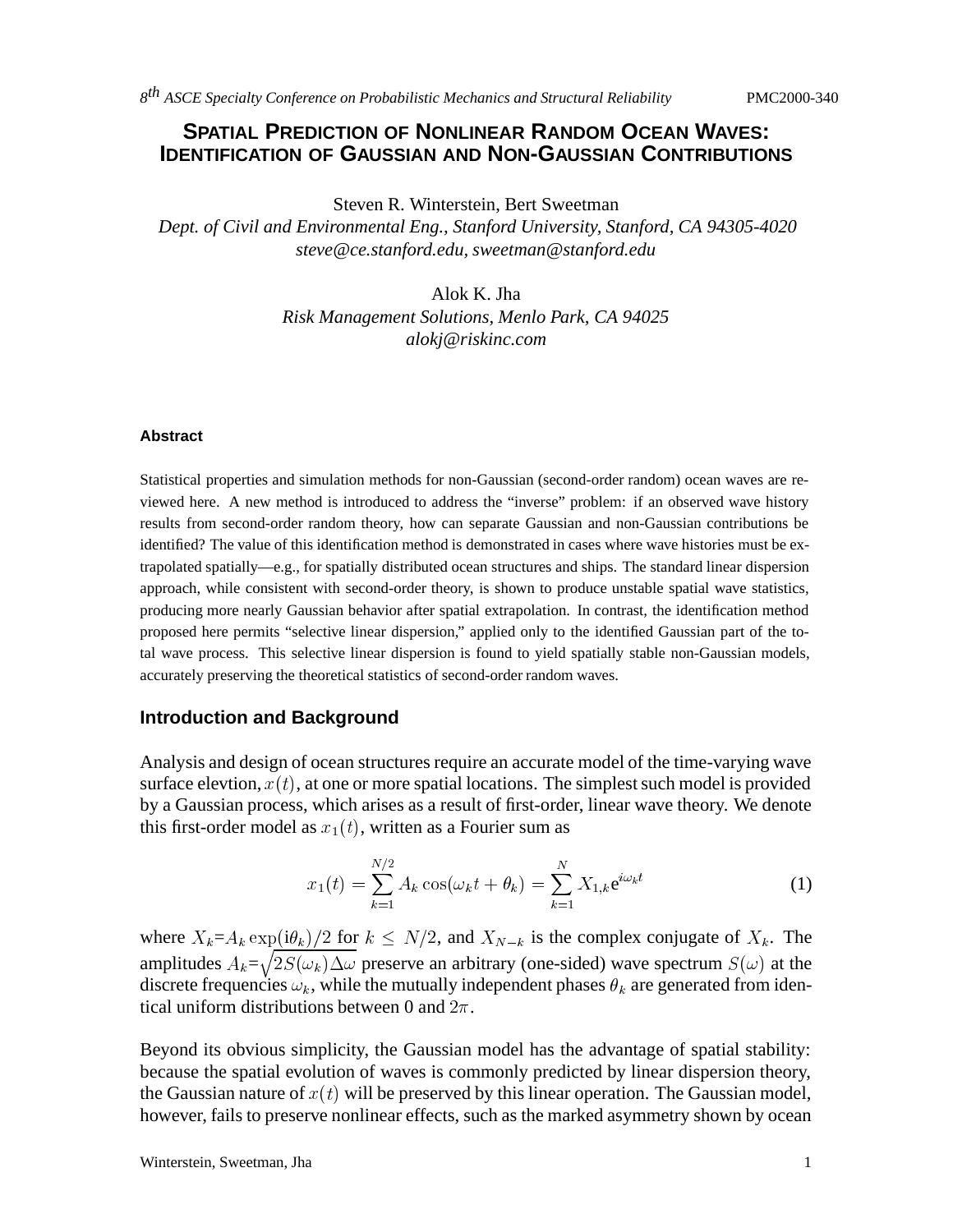# Spatial Prediction of Nonlinear Random Ocean Waves: Identification of Gaussian and Non-Gaussian Contributions

Steven R. Winterstein, Bert Sweetman
*Dept. of Civil and Environmental Eng., Stanford University, Stanford, CA 94305-4020*
*steve@ce.stanford.edu, sweetman@stanford.edu*

Alok K. Jha
*Risk Management Solutions, Menlo Park, CA 94025*
*alokj@riskinc.com*

#### Abstract

Statistical properties and simulation methods for non-Gaussian (second-order random) ocean waves are reviewed here. A new method is introduced to address the "inverse" problem: if an observed wave history results from second-order random theory, how can separate Gaussian and non-Gaussian contributions be identified? The value of this identification method is demonstrated in cases where wave histories must be extrapolated spatially—e.g., for spatially distributed ocean structures and ships. The standard linear dispersion approach, while consistent with second-order theory, is shown to produce unstable spatial wave statistics, producing more nearly Gaussian behavior after spatial extrapolation. In contrast, the identification method proposed here permits "selective linear dispersion," applied only to the identified Gaussian part of the total wave process. This selective linear dispersion is found to yield spatially stable non-Gaussian models, accurately preserving the theoretical statistics of second-order random waves.

## Introduction and Background

Analysis and design of ocean structures require an accurate model of the time-varying wave surface elevtion, $x(t)$, at one or more spatial locations. The simplest such model is provided by a Gaussian process, which arises as a result of first-order, linear wave theory. We denote this first-order model as $x_1(t)$, written as a Fourier sum as

$$x_1(t) = \sum_{k=1}^{N/2} A_k \cos(\omega_k t + \theta_k) = \sum_{k=1}^{N} X_{1,k} \mathrm{e}^{i\omega_k t} \tag{1}$$

where $X_k = A_k \exp(\mathrm{i}\theta_k)/2$ for $k \leq N/2$, and $X_{N-k}$ is the complex conjugate of $X_k$. The amplitudes $A_k = \sqrt{2S(\omega_k)\Delta\omega}$ preserve an arbitrary (one-sided) wave spectrum $S(\omega)$ at the discrete frequencies $\omega_k$, while the mutually independent phases $\theta_k$ are generated from identical uniform distributions between 0 and $2\pi$.

Beyond its obvious simplicity, the Gaussian model has the advantage of spatial stability: because the spatial evolution of waves is commonly predicted by linear dispersion theory, the Gaussian nature of $x(t)$ will be preserved by this linear operation. The Gaussian model, however, fails to preserve nonlinear effects, such as the marked asymmetry shown by ocean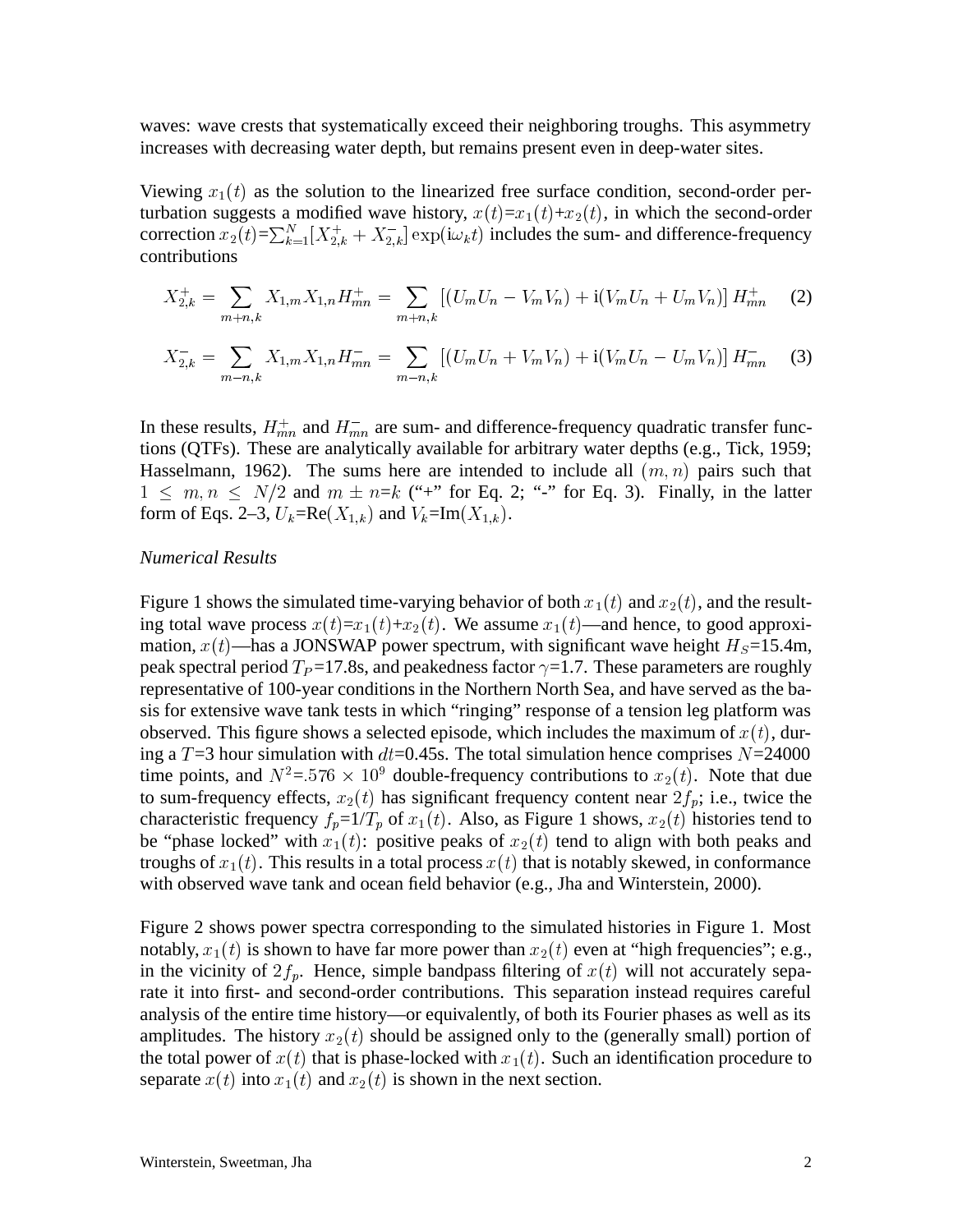waves: wave crests that systematically exceed their neighboring troughs. This asymmetry increases with decreasing water depth, but remains present even in deep-water sites.

Viewing $x_1(t)$ as the solution to the linearized free surface condition, second-order perturbation suggests a modified wave history, $x(t)$=$x_1(t)$+$x_2(t)$, in which the second-order correction $x_2(t)$=$\sum_{k=1}^{N}[X_{2,k}^{+} + X_{2,k}^{-}]\exp(\mathrm{i}\omega_k t)$ includes the sum- and difference-frequency contributions

$$X_{2,k}^{+} = \sum_{m+n,k} X_{1,m}X_{1,n}H_{mn}^{+} = \sum_{m+n,k}\left[(U_m U_n - V_m V_n) + \mathrm{i}(V_m U_n + U_m V_n)\right]H_{mn}^{+} \quad (2)$$

$$X_{2,k}^{-} = \sum_{m-n,k} X_{1,m}X_{1,n}H_{mn}^{-} = \sum_{m-n,k}\left[(U_m U_n + V_m V_n) + \mathrm{i}(V_m U_n - U_m V_n)\right]H_{mn}^{-} \quad (3)$$

In these results, $H_{mn}^{+}$ and $H_{mn}^{-}$ are sum- and difference-frequency quadratic transfer functions (QTFs). These are analytically available for arbitrary water depths (e.g., Tick, 1959; Hasselmann, 1962). The sums here are intended to include all $(m, n)$ pairs such that $1 \leq m, n \leq N/2$ and $m \pm n$=$k$ ("+" for Eq. 2; "-" for Eq. 3). Finally, in the latter form of Eqs. 2–3, $U_k$=Re$(X_{1,k})$ and $V_k$=Im$(X_{1,k})$.

*Numerical Results*

Figure 1 shows the simulated time-varying behavior of both $x_1(t)$ and $x_2(t)$, and the resulting total wave process $x(t)$=$x_1(t)$+$x_2(t)$. We assume $x_1(t)$—and hence, to good approximation, $x(t)$—has a JONSWAP power spectrum, with significant wave height $H_S$=15.4m, peak spectral period $T_P$=17.8s, and peakedness factor $\gamma$=1.7. These parameters are roughly representative of 100-year conditions in the Northern North Sea, and have served as the basis for extensive wave tank tests in which "ringing" response of a tension leg platform was observed. This figure shows a selected episode, which includes the maximum of $x(t)$, during a $T$=3 hour simulation with $dt$=0.45s. The total simulation hence comprises $N$=24000 time points, and $N^2$=$.576 \times 10^9$ double-frequency contributions to $x_2(t)$. Note that due to sum-frequency effects, $x_2(t)$ has significant frequency content near $2f_p$; i.e., twice the characteristic frequency $f_p$=1/$T_p$ of $x_1(t)$. Also, as Figure 1 shows, $x_2(t)$ histories tend to be "phase locked" with $x_1(t)$: positive peaks of $x_2(t)$ tend to align with both peaks and troughs of $x_1(t)$. This results in a total process $x(t)$ that is notably skewed, in conformance with observed wave tank and ocean field behavior (e.g., Jha and Winterstein, 2000).

Figure 2 shows power spectra corresponding to the simulated histories in Figure 1. Most notably, $x_1(t)$ is shown to have far more power than $x_2(t)$ even at "high frequencies"; e.g., in the vicinity of $2f_p$. Hence, simple bandpass filtering of $x(t)$ will not accurately separate it into first- and second-order contributions. This separation instead requires careful analysis of the entire time history—or equivalently, of both its Fourier phases as well as its amplitudes. The history $x_2(t)$ should be assigned only to the (generally small) portion of the total power of $x(t)$ that is phase-locked with $x_1(t)$. Such an identification procedure to separate $x(t)$ into $x_1(t)$ and $x_2(t)$ is shown in the next section.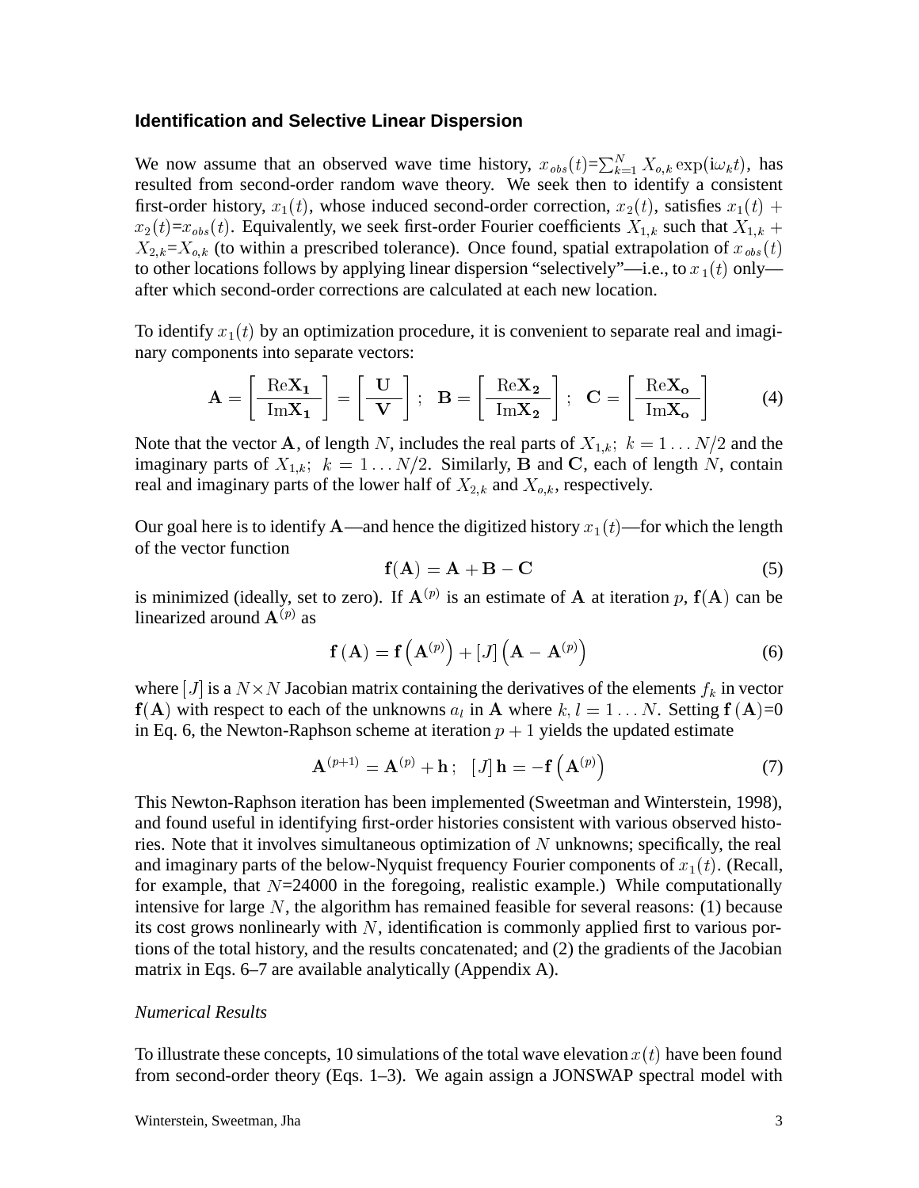### Identification and Selective Linear Dispersion

We now assume that an observed wave time history, $x_{obs}(t)$=$\sum_{k=1}^{N} X_{o,k} \exp(\mathrm{i}\omega_k t)$, has resulted from second-order random wave theory. We seek then to identify a consistent first-order history, $x_1(t)$, whose induced second-order correction, $x_2(t)$, satisfies $x_1(t) + x_2(t)$=$x_{obs}(t)$. Equivalently, we seek first-order Fourier coefficients $X_{1,k}$ such that $X_{1,k} + X_{2,k}$=$X_{o,k}$ (to within a prescribed tolerance). Once found, spatial extrapolation of $x_{obs}(t)$ to other locations follows by applying linear dispersion "selectively"—i.e., to $x_1(t)$ only—after which second-order corrections are calculated at each new location.

To identify $x_1(t)$ by an optimization procedure, it is convenient to separate real and imaginary components into separate vectors:

$$\mathbf{A} = \left[ \frac{\mathrm{Re}\mathbf{X_1}}{\mathrm{Im}\mathbf{X_1}} \right] = \left[ \frac{\mathbf{U}}{\mathbf{V}} \right]; \quad \mathbf{B} = \left[ \frac{\mathrm{Re}\mathbf{X_2}}{\mathrm{Im}\mathbf{X_2}} \right]; \quad \mathbf{C} = \left[ \frac{\mathrm{Re}\mathbf{X_o}}{\mathrm{Im}\mathbf{X_o}} \right] \tag{4}$$

Note that the vector $\mathbf{A}$, of length $N$, includes the real parts of $X_{1,k};\ k = 1 \ldots N/2$ and the imaginary parts of $X_{1,k};\ k = 1 \ldots N/2$. Similarly, $\mathbf{B}$ and $\mathbf{C}$, each of length $N$, contain real and imaginary parts of the lower half of $X_{2,k}$ and $X_{o,k}$, respectively.

Our goal here is to identify $\mathbf{A}$—and hence the digitized history $x_1(t)$—for which the length of the vector function

$$\mathbf{f}(\mathbf{A}) = \mathbf{A} + \mathbf{B} - \mathbf{C} \tag{5}$$

is minimized (ideally, set to zero). If $\mathbf{A}^{(p)}$ is an estimate of $\mathbf{A}$ at iteration $p$, $\mathbf{f}(\mathbf{A})$ can be linearized around $\mathbf{A}^{(p)}$ as

$$\mathbf{f}(\mathbf{A}) = \mathbf{f}\left(\mathbf{A}^{(p)}\right) + [J]\left(\mathbf{A} - \mathbf{A}^{(p)}\right) \tag{6}$$

where $[J]$ is a $N \times N$ Jacobian matrix containing the derivatives of the elements $f_k$ in vector $\mathbf{f}(\mathbf{A})$ with respect to each of the unknowns $a_l$ in $\mathbf{A}$ where $k, l = 1 \ldots N$. Setting $\mathbf{f}(\mathbf{A})$=0 in Eq. 6, the Newton-Raphson scheme at iteration $p + 1$ yields the updated estimate

$$\mathbf{A}^{(p+1)} = \mathbf{A}^{(p)} + \mathbf{h}\,; \quad [J]\,\mathbf{h} = -\mathbf{f}\left(\mathbf{A}^{(p)}\right) \tag{7}$$

This Newton-Raphson iteration has been implemented (Sweetman and Winterstein, 1998), and found useful in identifying first-order histories consistent with various observed histories. Note that it involves simultaneous optimization of $N$ unknowns; specifically, the real and imaginary parts of the below-Nyquist frequency Fourier components of $x_1(t)$. (Recall, for example, that $N$=24000 in the foregoing, realistic example.) While computationally intensive for large $N$, the algorithm has remained feasible for several reasons: (1) because its cost grows nonlinearly with $N$, identification is commonly applied first to various portions of the total history, and the results concatenated; and (2) the gradients of the Jacobian matrix in Eqs. 6–7 are available analytically (Appendix A).

*Numerical Results*

To illustrate these concepts, 10 simulations of the total wave elevation $x(t)$ have been found from second-order theory (Eqs. 1–3). We again assign a JONSWAP spectral model with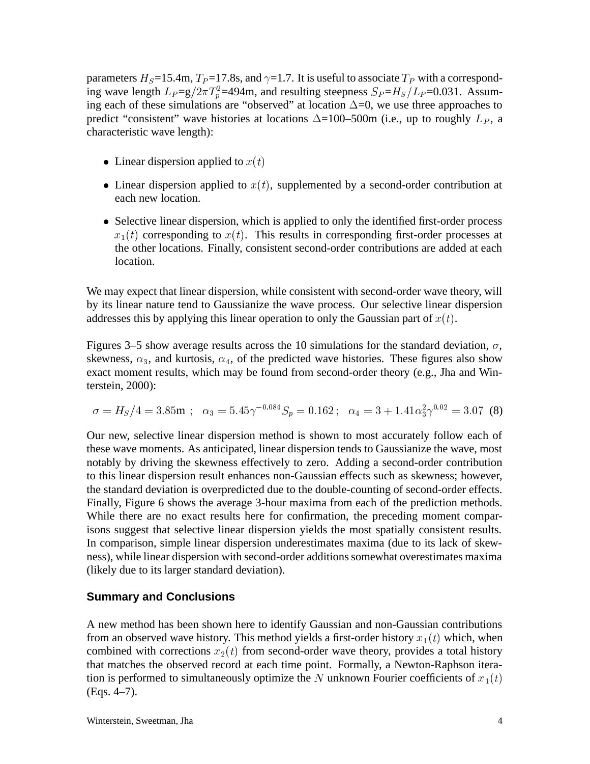parameters $H_S$=15.4m, $T_P$=17.8s, and $\gamma$=1.7. It is useful to associate $T_P$ with a corresponding wave length $L_P$=g$/2\pi T_p^2$=494m, and resulting steepness $S_P$=$H_S/L_P$=0.031. Assuming each of these simulations are "observed" at location $\Delta$=0, we use three approaches to predict "consistent" wave histories at locations $\Delta$=100–500m (i.e., up to roughly $L_P$, a characteristic wave length):

- Linear dispersion applied to $x(t)$
- Linear dispersion applied to $x(t)$, supplemented by a second-order contribution at each new location.
- Selective linear dispersion, which is applied to only the identified first-order process $x_1(t)$ corresponding to $x(t)$. This results in corresponding first-order processes at the other locations. Finally, consistent second-order contributions are added at each location.

We may expect that linear dispersion, while consistent with second-order wave theory, will by its linear nature tend to Gaussianize the wave process. Our selective linear dispersion addresses this by applying this linear operation to only the Gaussian part of $x(t)$.

Figures 3–5 show average results across the 10 simulations for the standard deviation, $\sigma$, skewness, $\alpha_3$, and kurtosis, $\alpha_4$, of the predicted wave histories. These figures also show exact moment results, which may be found from second-order theory (e.g., Jha and Winterstein, 2000):

$$\sigma = H_S/4 = 3.85\text{m} \ ; \quad \alpha_3 = 5.45\gamma^{-0.084} S_p = 0.162\,; \quad \alpha_4 = 3 + 1.41\alpha_3^2\gamma^{0.02} = 3.07 \quad (8)$$

Our new, selective linear dispersion method is shown to most accurately follow each of these wave moments. As anticipated, linear dispersion tends to Gaussianize the wave, most notably by driving the skewness effectively to zero. Adding a second-order contribution to this linear dispersion result enhances non-Gaussian effects such as skewness; however, the standard deviation is overpredicted due to the double-counting of second-order effects. Finally, Figure 6 shows the average 3-hour maxima from each of the prediction methods. While there are no exact results here for confirmation, the preceding moment comparisons suggest that selective linear dispersion yields the most spatially consistent results. In comparison, simple linear dispersion underestimates maxima (due to its lack of skewness), while linear dispersion with second-order additions somewhat overestimates maxima (likely due to its larger standard deviation).

## Summary and Conclusions

A new method has been shown here to identify Gaussian and non-Gaussian contributions from an observed wave history. This method yields a first-order history $x_1(t)$ which, when combined with corrections $x_2(t)$ from second-order wave theory, provides a total history that matches the observed record at each time point. Formally, a Newton-Raphson iteration is performed to simultaneously optimize the $N$ unknown Fourier coefficients of $x_1(t)$ (Eqs. 4–7).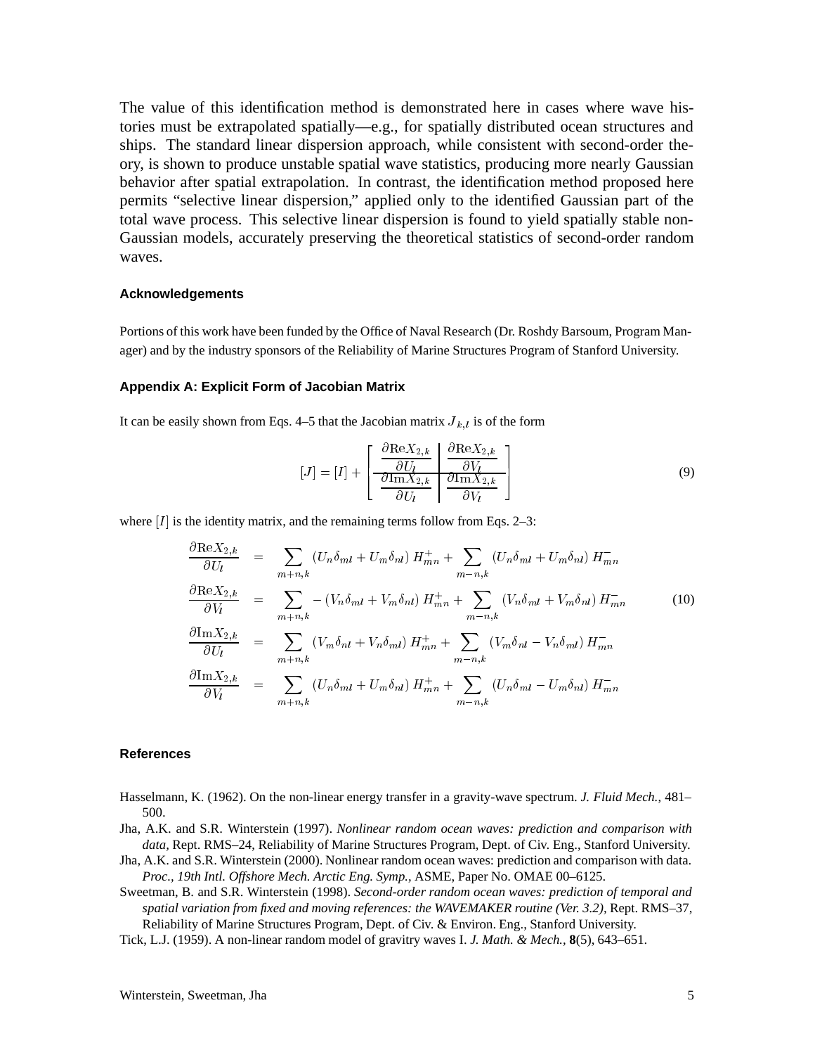The value of this identification method is demonstrated here in cases where wave histories must be extrapolated spatially—e.g., for spatially distributed ocean structures and ships. The standard linear dispersion approach, while consistent with second-order theory, is shown to produce unstable spatial wave statistics, producing more nearly Gaussian behavior after spatial extrapolation. In contrast, the identification method proposed here permits "selective linear dispersion," applied only to the identified Gaussian part of the total wave process. This selective linear dispersion is found to yield spatially stable non-Gaussian models, accurately preserving the theoretical statistics of second-order random waves.

#### Acknowledgements

Portions of this work have been funded by the Office of Naval Research (Dr. Roshdy Barsoum, Program Manager) and by the industry sponsors of the Reliability of Marine Structures Program of Stanford University.

#### Appendix A: Explicit Form of Jacobian Matrix

It can be easily shown from Eqs. 4–5 that the Jacobian matrix $J_{k,l}$ is of the form

$$[J] = [I] + \left[ \begin{array}{c|c} \frac{\partial \mathrm{Re} X_{2,k}}{\partial U_l} & \frac{\partial \mathrm{Re} X_{2,k}}{\partial V_l} \\ \hline \frac{\partial \mathrm{Im} X_{2,k}}{\partial U_l} & \frac{\partial \mathrm{Im} X_{2,k}}{\partial V_l} \end{array} \right] \tag{9}$$

where $[I]$ is the identity matrix, and the remaining terms follow from Eqs. 2–3:

$$\begin{aligned}
\frac{\partial \mathrm{Re} X_{2,k}}{\partial U_l} &= \sum_{m+n,k} \left(U_n \delta_{ml} + U_m \delta_{nl}\right) H^+_{mn} + \sum_{m-n,k} \left(U_n \delta_{ml} + U_m \delta_{nl}\right) H^-_{mn} \\
\frac{\partial \mathrm{Re} X_{2,k}}{\partial V_l} &= \sum_{m+n,k} -\left(V_n \delta_{ml} + V_m \delta_{nl}\right) H^+_{mn} + \sum_{m-n,k} \left(V_n \delta_{ml} + V_m \delta_{nl}\right) H^-_{mn} \\
\frac{\partial \mathrm{Im} X_{2,k}}{\partial U_l} &= \sum_{m+n,k} \left(V_m \delta_{nl} + V_n \delta_{ml}\right) H^+_{mn} + \sum_{m-n,k} \left(V_m \delta_{nl} - V_n \delta_{ml}\right) H^-_{mn} \\
\frac{\partial \mathrm{Im} X_{2,k}}{\partial V_l} &= \sum_{m+n,k} \left(U_n \delta_{ml} + U_m \delta_{nl}\right) H^+_{mn} + \sum_{m-n,k} \left(U_n \delta_{ml} - U_m \delta_{nl}\right) H^-_{mn}
\end{aligned} \tag{10}$$

#### References

Hasselmann, K. (1962). On the non-linear energy transfer in a gravity-wave spectrum. *J. Fluid Mech.*, 481–500.

Jha, A.K. and S.R. Winterstein (1997). *Nonlinear random ocean waves: prediction and comparison with data,* Rept. RMS–24, Reliability of Marine Structures Program, Dept. of Civ. Eng., Stanford University.

Jha, A.K. and S.R. Winterstein (2000). Nonlinear random ocean waves: prediction and comparison with data. *Proc., 19th Intl. Offshore Mech. Arctic Eng. Symp.*, ASME, Paper No. OMAE 00–6125.

Sweetman, B. and S.R. Winterstein (1998). *Second-order random ocean waves: prediction of temporal and spatial variation from fixed and moving references: the WAVEMAKER routine (Ver. 3.2),* Rept. RMS–37, Reliability of Marine Structures Program, Dept. of Civ. & Environ. Eng., Stanford University.

Tick, L.J. (1959). A non-linear random model of gravitry waves I. *J. Math. & Mech.*, **8**(5), 643–651.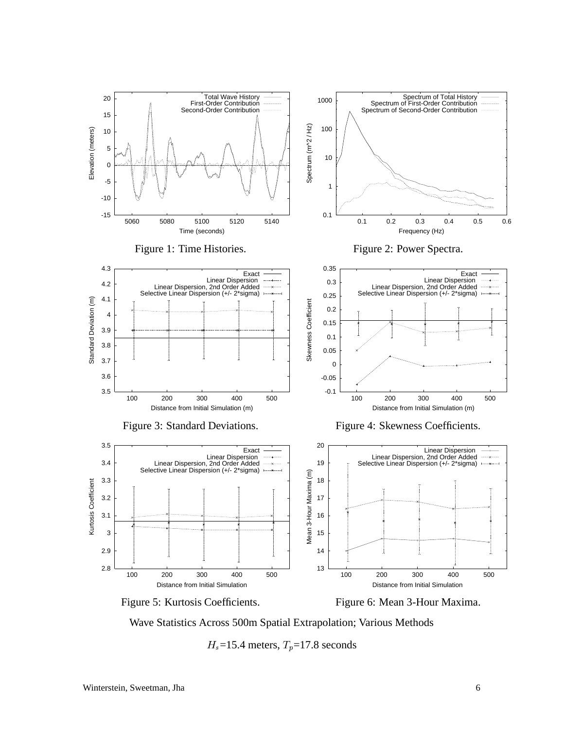Total Wave History
First-Order Contribution
Second-Order Contribution

Elevation (meters)

20
15
10
5
0
-5
-10
-15

5060 5080 5100 5120 5140

Time (seconds)

Figure 1: Time Histories.

Spectrum of Total History
Spectrum of First-Order Contribution
Spectrum of Second-Order Contribution

Spectrum (m^2 / Hz)

1000
100
10
1
0.1

0.1 0.2 0.3 0.4 0.5 0.6

Frequency (Hz)

Figure 2: Power Spectra.

Exact
Linear Dispersion
Linear Dispersion, 2nd Order Added
Selective Linear Dispersion (+/- 2*sigma)

Standard Deviation (m)

4.3
4.2
4.1
4
3.9
3.8
3.7
3.6
3.5

100 200 300 400 500

Distance from Initial Simulation (m)

Figure 3: Standard Deviations.

Exact
Linear Dispersion
Linear Dispersion, 2nd Order Added
Selective Linear Dispersion (+/- 2*sigma)

Skewness Coefficient

0.35
0.3
0.25
0.2
0.15
0.1
0.05
0
-0.05
-0.1

100 200 300 400 500

Distance from Initial Simulation (m)

Figure 4: Skewness Coefficients.

Exact
Linear Dispersion
Linear Dispersion, 2nd Order Added
Selective Linear Dispersion (+/- 2*sigma)

Kurtosis Coefficient

3.5
3.4
3.3
3.2
3.1
3
2.9
2.8

100 200 300 400 500

Distance from Initial Simulation

Figure 5: Kurtosis Coefficients.

Linear Dispersion
Linear Dispersion, 2nd Order Added
Selective Linear Dispersion (+/- 2*sigma)

Mean 3-Hour Maxima (m)

20
19
18
17
16
15
14
13

100 200 300 400 500

Distance from Initial Simulation

Figure 6: Mean 3-Hour Maxima.

Wave Statistics Across 500m Spatial Extrapolation; Various Methods

$H_s$=15.4 meters, $T_p$=17.8 seconds